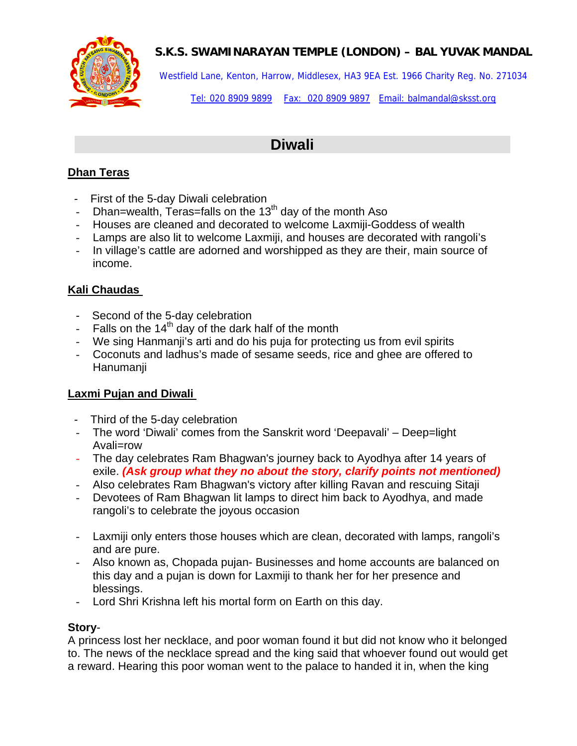**S.K.S. SWAMINARAYAN TEMPLE (LONDON) – BAL YUVAK MANDAL**

Westfield Lane, Kenton, Harrow, Middlesex, HA3 9EA Est. 1966 Charity Reg. No. 271034

Tel: 020 8909 9899 Fax: 020 8909 9897 Email: balmandal@sksst.org

# Diwali

## Dhan Teras

- First of the 5-day Diwali celebration
- Dhan=wealth, Teras=falls on the 13th day of the month Aso
- Houses are cleaned and decorated to welcome Laxmiji-Goddess of wealth
- Lamps are also lit to welcome Laxmiji, and houses are decorated with rangoli's
- In village's cattle are adorned and worshipped as they are their, main source of income.

## Kali Chaudas

- Second of the 5-day celebration
- Falls on the 14th day of the dark half of the month
- We sing Hanmanji's arti and do his puja for protecting us from evil spirits
- Coconuts and ladhus's made of sesame seeds, rice and ghee are offered to Hanumanji

## Laxmi Pujan and Diwali

- Third of the 5-day celebration
- The word 'Diwali' comes from the Sanskrit word 'Deepavali' – Deep=light Avali=row
- The day celebrates Ram Bhagwan's journey back to Ayodhya after 14 years of exile. ***(Ask group what they no about the story, clarify points not mentioned)***
- Also celebrates Ram Bhagwan's victory after killing Ravan and rescuing Sitaji
- Devotees of Ram Bhagwan lit lamps to direct him back to Ayodhya, and made rangoli's to celebrate the joyous occasion

- Laxmiji only enters those houses which are clean, decorated with lamps, rangoli's and are pure.
- Also known as, Chopada pujan- Businesses and home accounts are balanced on this day and a pujan is down for Laxmiji to thank her for her presence and blessings.
- Lord Shri Krishna left his mortal form on Earth on this day.

**Story**-
A princess lost her necklace, and poor woman found it but did not know who it belonged to. The news of the necklace spread and the king said that whoever found out would get a reward. Hearing this poor woman went to the palace to handed it in, when the king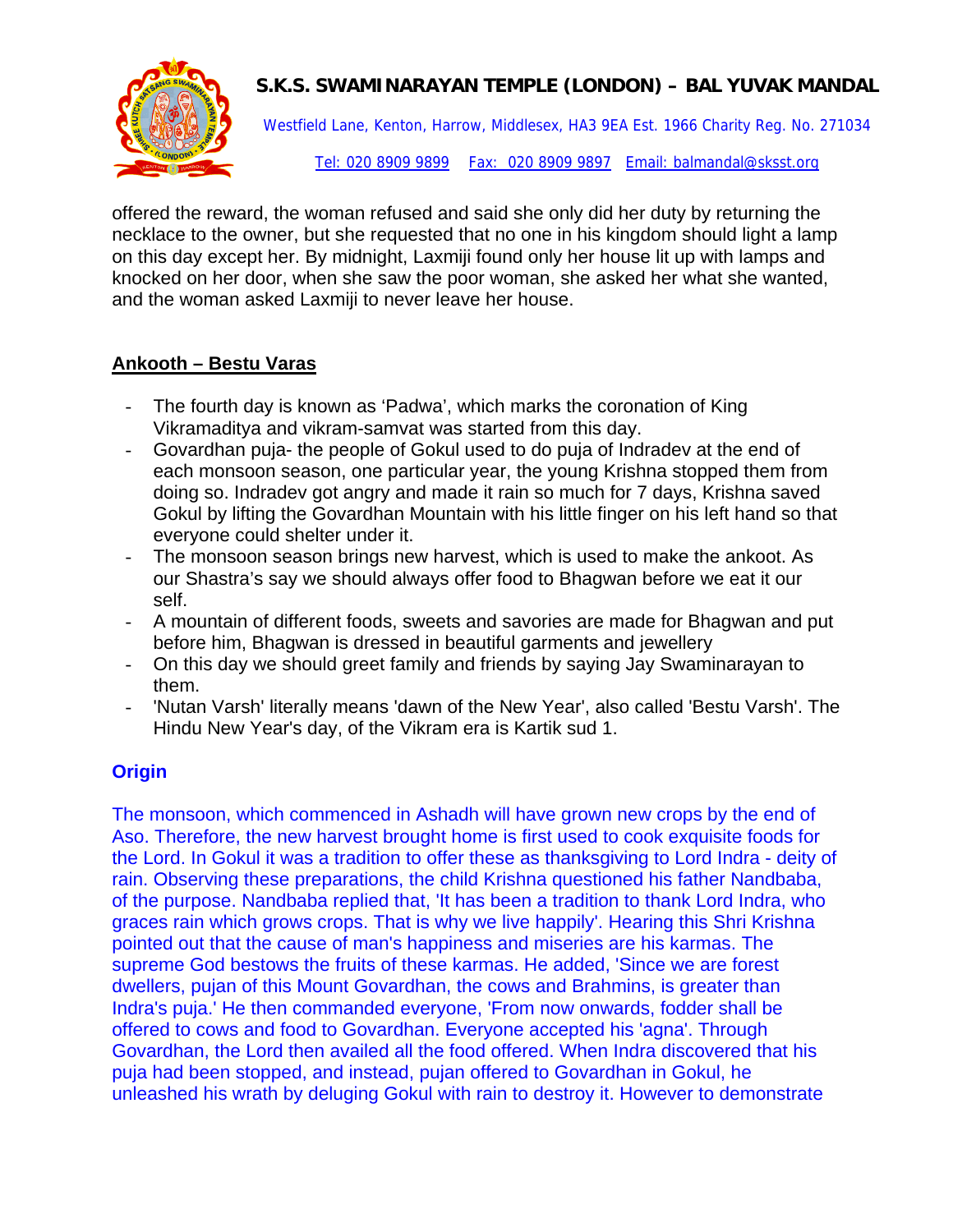offered the reward, the woman refused and said she only did her duty by returning the necklace to the owner, but she requested that no one in his kingdom should light a lamp on this day except her. By midnight, Laxmiji found only her house lit up with lamps and knocked on her door, when she saw the poor woman, she asked her what she wanted, and the woman asked Laxmiji to never leave her house.

## Ankooth – Bestu Varas

- The fourth day is known as 'Padwa', which marks the coronation of King Vikramaditya and vikram-samvat was started from this day.
- Govardhan puja- the people of Gokul used to do puja of Indradev at the end of each monsoon season, one particular year, the young Krishna stopped them from doing so. Indradev got angry and made it rain so much for 7 days, Krishna saved Gokul by lifting the Govardhan Mountain with his little finger on his left hand so that everyone could shelter under it.
- The monsoon season brings new harvest, which is used to make the ankoot. As our Shastra's say we should always offer food to Bhagwan before we eat it our self.
- A mountain of different foods, sweets and savories are made for Bhagwan and put before him, Bhagwan is dressed in beautiful garments and jewellery
- On this day we should greet family and friends by saying Jay Swaminarayan to them.
- 'Nutan Varsh' literally means 'dawn of the New Year', also called 'Bestu Varsh'. The Hindu New Year's day, of the Vikram era is Kartik sud 1.

### Origin

The monsoon, which commenced in Ashadh will have grown new crops by the end of Aso. Therefore, the new harvest brought home is first used to cook exquisite foods for the Lord. In Gokul it was a tradition to offer these as thanksgiving to Lord Indra - deity of rain. Observing these preparations, the child Krishna questioned his father Nandbaba, of the purpose. Nandbaba replied that, 'It has been a tradition to thank Lord Indra, who graces rain which grows crops. That is why we live happily'. Hearing this Shri Krishna pointed out that the cause of man's happiness and miseries are his karmas. The supreme God bestows the fruits of these karmas. He added, 'Since we are forest dwellers, pujan of this Mount Govardhan, the cows and Brahmins, is greater than Indra's puja.' He then commanded everyone, 'From now onwards, fodder shall be offered to cows and food to Govardhan. Everyone accepted his 'agna'. Through Govardhan, the Lord then availed all the food offered. When Indra discovered that his puja had been stopped, and instead, pujan offered to Govardhan in Gokul, he unleashed his wrath by deluging Gokul with rain to destroy it. However to demonstrate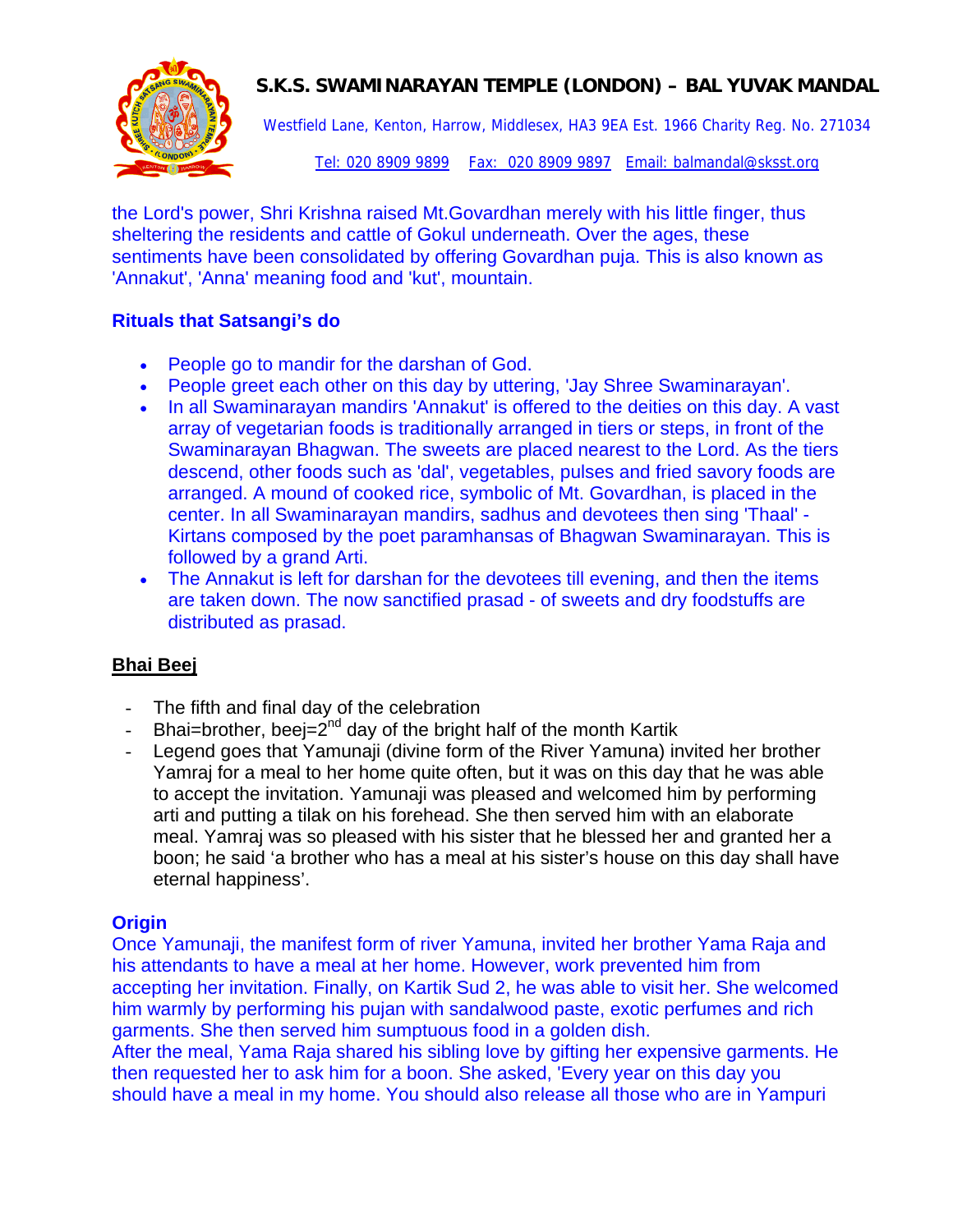the Lord's power, Shri Krishna raised Mt.Govardhan merely with his little finger, thus sheltering the residents and cattle of Gokul underneath. Over the ages, these sentiments have been consolidated by offering Govardhan puja. This is also known as 'Annakut', 'Anna' meaning food and 'kut', mountain.

### Rituals that Satsangi's do

- People go to mandir for the darshan of God.
- People greet each other on this day by uttering, 'Jay Shree Swaminarayan'.
- In all Swaminarayan mandirs 'Annakut' is offered to the deities on this day. A vast array of vegetarian foods is traditionally arranged in tiers or steps, in front of the Swaminarayan Bhagwan. The sweets are placed nearest to the Lord. As the tiers descend, other foods such as 'dal', vegetables, pulses and fried savory foods are arranged. A mound of cooked rice, symbolic of Mt. Govardhan, is placed in the center. In all Swaminarayan mandirs, sadhus and devotees then sing 'Thaal' - Kirtans composed by the poet paramhansas of Bhagwan Swaminarayan. This is followed by a grand Arti.
- The Annakut is left for darshan for the devotees till evening, and then the items are taken down. The now sanctified prasad - of sweets and dry foodstuffs are distributed as prasad.

## **Bhai Beej**

- The fifth and final day of the celebration
- Bhai=brother, beej=2nd day of the bright half of the month Kartik
- Legend goes that Yamunaji (divine form of the River Yamuna) invited her brother Yamraj for a meal to her home quite often, but it was on this day that he was able to accept the invitation. Yamunaji was pleased and welcomed him by performing arti and putting a tilak on his forehead. She then served him with an elaborate meal. Yamraj was so pleased with his sister that he blessed her and granted her a boon; he said 'a brother who has a meal at his sister's house on this day shall have eternal happiness'.

### Origin

Once Yamunaji, the manifest form of river Yamuna, invited her brother Yama Raja and his attendants to have a meal at her home. However, work prevented him from accepting her invitation. Finally, on Kartik Sud 2, he was able to visit her. She welcomed him warmly by performing his pujan with sandalwood paste, exotic perfumes and rich garments. She then served him sumptuous food in a golden dish.
After the meal, Yama Raja shared his sibling love by gifting her expensive garments. He then requested her to ask him for a boon. She asked, 'Every year on this day you should have a meal in my home. You should also release all those who are in Yampuri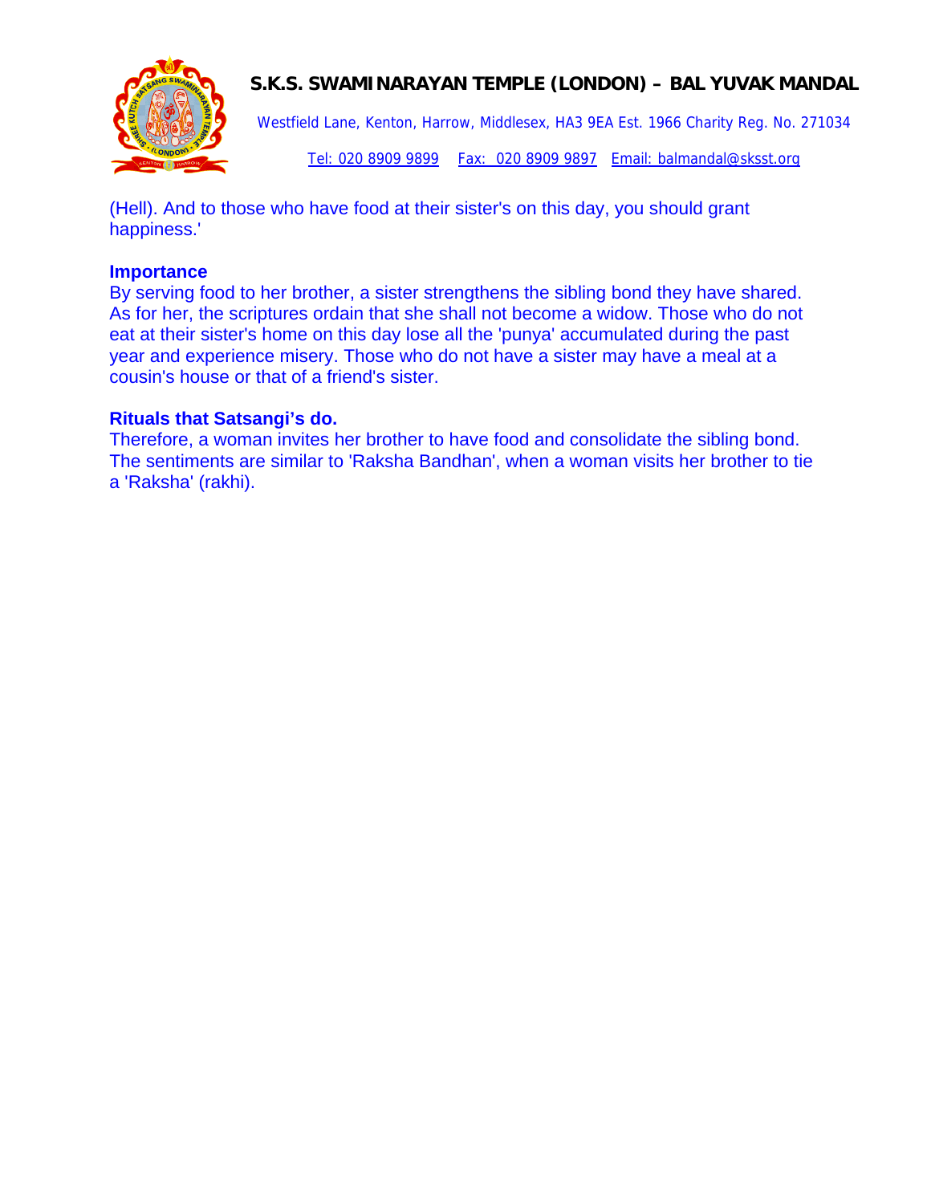(Hell). And to those who have food at their sister's on this day, you should grant happiness.'

## Importance

By serving food to her brother, a sister strengthens the sibling bond they have shared. As for her, the scriptures ordain that she shall not become a widow. Those who do not eat at their sister's home on this day lose all the 'punya' accumulated during the past year and experience misery. Those who do not have a sister may have a meal at a cousin's house or that of a friend's sister.

## Rituals that Satsangi's do.

Therefore, a woman invites her brother to have food and consolidate the sibling bond. The sentiments are similar to 'Raksha Bandhan', when a woman visits her brother to tie a 'Raksha' (rakhi).